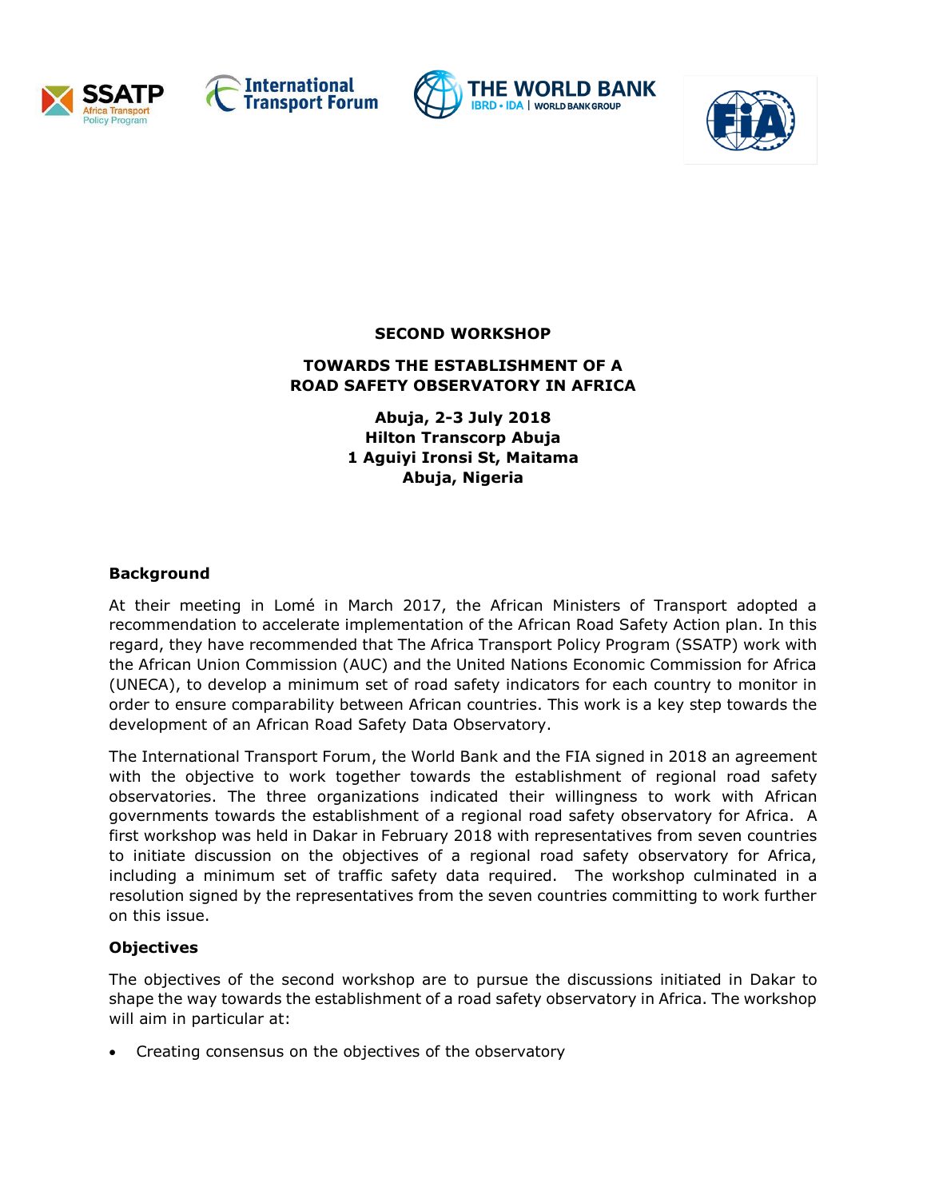**SECOND WORKSHOP**

**TOWARDS THE ESTABLISHMENT OF A ROAD SAFETY OBSERVATORY IN AFRICA**

**Abuja, 2-3 July 2018**
**Hilton Transcorp Abuja**
**1 Aguiyi Ironsi St, Maitama**
**Abuja, Nigeria**

## Background

At their meeting in Lomé in March 2017, the African Ministers of Transport adopted a recommendation to accelerate implementation of the African Road Safety Action plan. In this regard, they have recommended that The Africa Transport Policy Program (SSATP) work with the African Union Commission (AUC) and the United Nations Economic Commission for Africa (UNECA), to develop a minimum set of road safety indicators for each country to monitor in order to ensure comparability between African countries. This work is a key step towards the development of an African Road Safety Data Observatory.

The International Transport Forum, the World Bank and the FIA signed in 2018 an agreement with the objective to work together towards the establishment of regional road safety observatories. The three organizations indicated their willingness to work with African governments towards the establishment of a regional road safety observatory for Africa. A first workshop was held in Dakar in February 2018 with representatives from seven countries to initiate discussion on the objectives of a regional road safety observatory for Africa, including a minimum set of traffic safety data required. The workshop culminated in a resolution signed by the representatives from the seven countries committing to work further on this issue.

## Objectives

The objectives of the second workshop are to pursue the discussions initiated in Dakar to shape the way towards the establishment of a road safety observatory in Africa. The workshop will aim in particular at:

- Creating consensus on the objectives of the observatory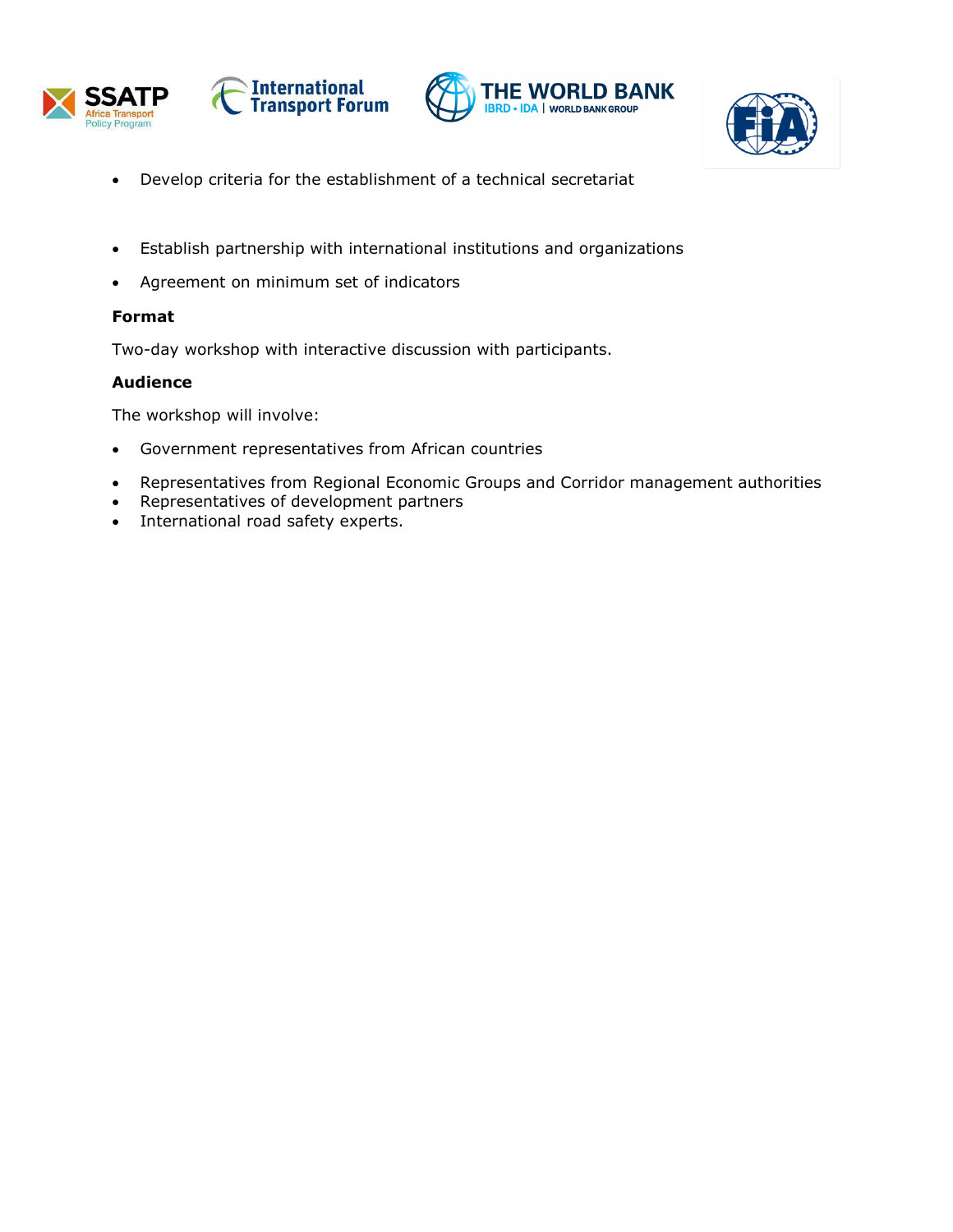- Develop criteria for the establishment of a technical secretariat

- Establish partnership with international institutions and organizations
- Agreement on minimum set of indicators

**Format**

Two-day workshop with interactive discussion with participants.

**Audience**

The workshop will involve:

- Government representatives from African countries
- Representatives from Regional Economic Groups and Corridor management authorities
- Representatives of development partners
- International road safety experts.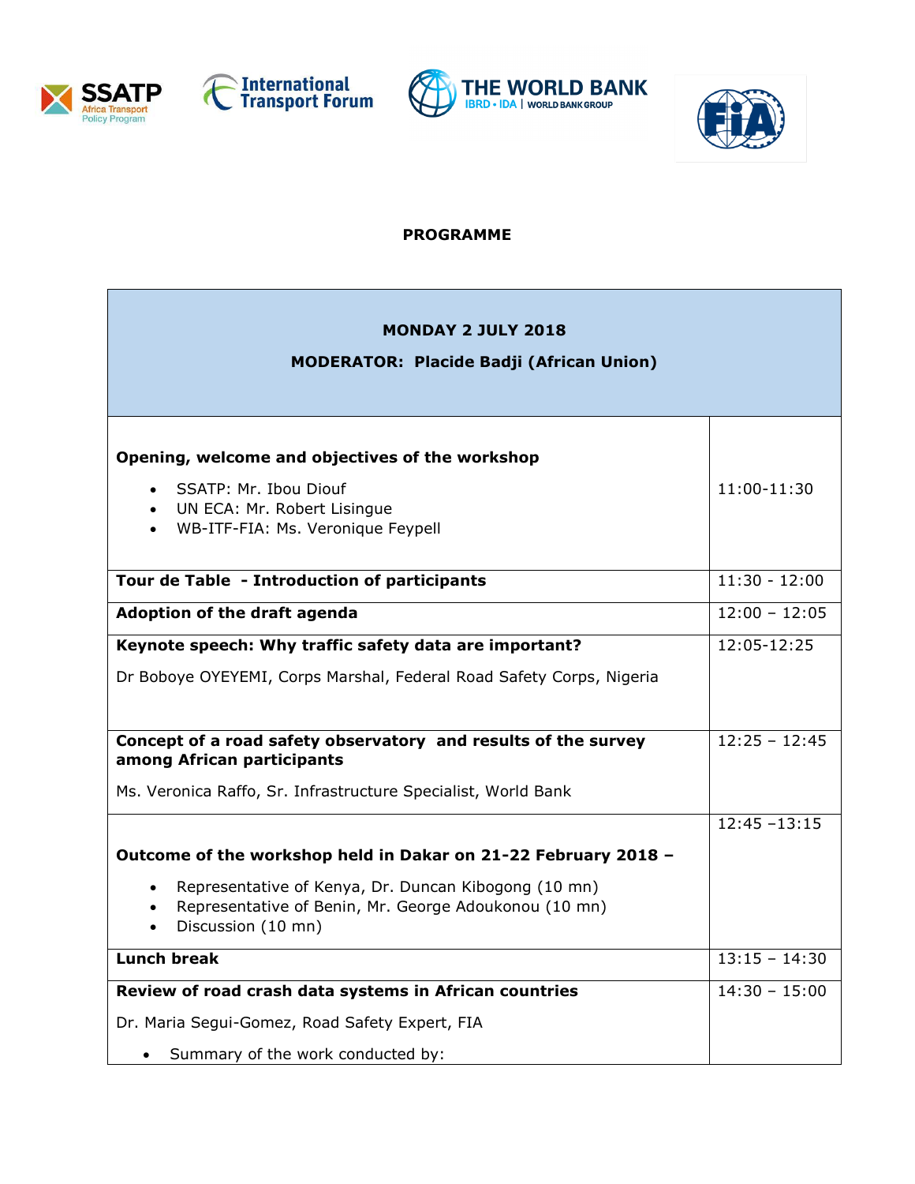**PROGRAMME**

| **MONDAY 2 JULY 2018**<br>**MODERATOR: Placide Badji (African Union)** | |
|---|---|
| **Opening, welcome and objectives of the workshop**<br>• SSATP: Mr. Ibou Diouf<br>• UN ECA: Mr. Robert Lisingue<br>• WB-ITF-FIA: Ms. Veronique Feypell | 11:00-11:30 |
| **Tour de Table - Introduction of participants** | 11:30 - 12:00 |
| **Adoption of the draft agenda** | 12:00 – 12:05 |
| **Keynote speech: Why traffic safety data are important?**<br>Dr Boboye OYEYEMI, Corps Marshal, Federal Road Safety Corps, Nigeria | 12:05-12:25 |
| **Concept of a road safety observatory and results of the survey among African participants**<br>Ms. Veronica Raffo, Sr. Infrastructure Specialist, World Bank | 12:25 – 12:45 |
| **Outcome of the workshop held in Dakar on 21-22 February 2018 –**<br>• Representative of Kenya, Dr. Duncan Kibogong (10 mn)<br>• Representative of Benin, Mr. George Adoukonou (10 mn)<br>• Discussion (10 mn) | 12:45 –13:15 |
| **Lunch break** | 13:15 – 14:30 |
| **Review of road crash data systems in African countries**<br>Dr. Maria Segui-Gomez, Road Safety Expert, FIA<br>• Summary of the work conducted by: | 14:30 – 15:00 |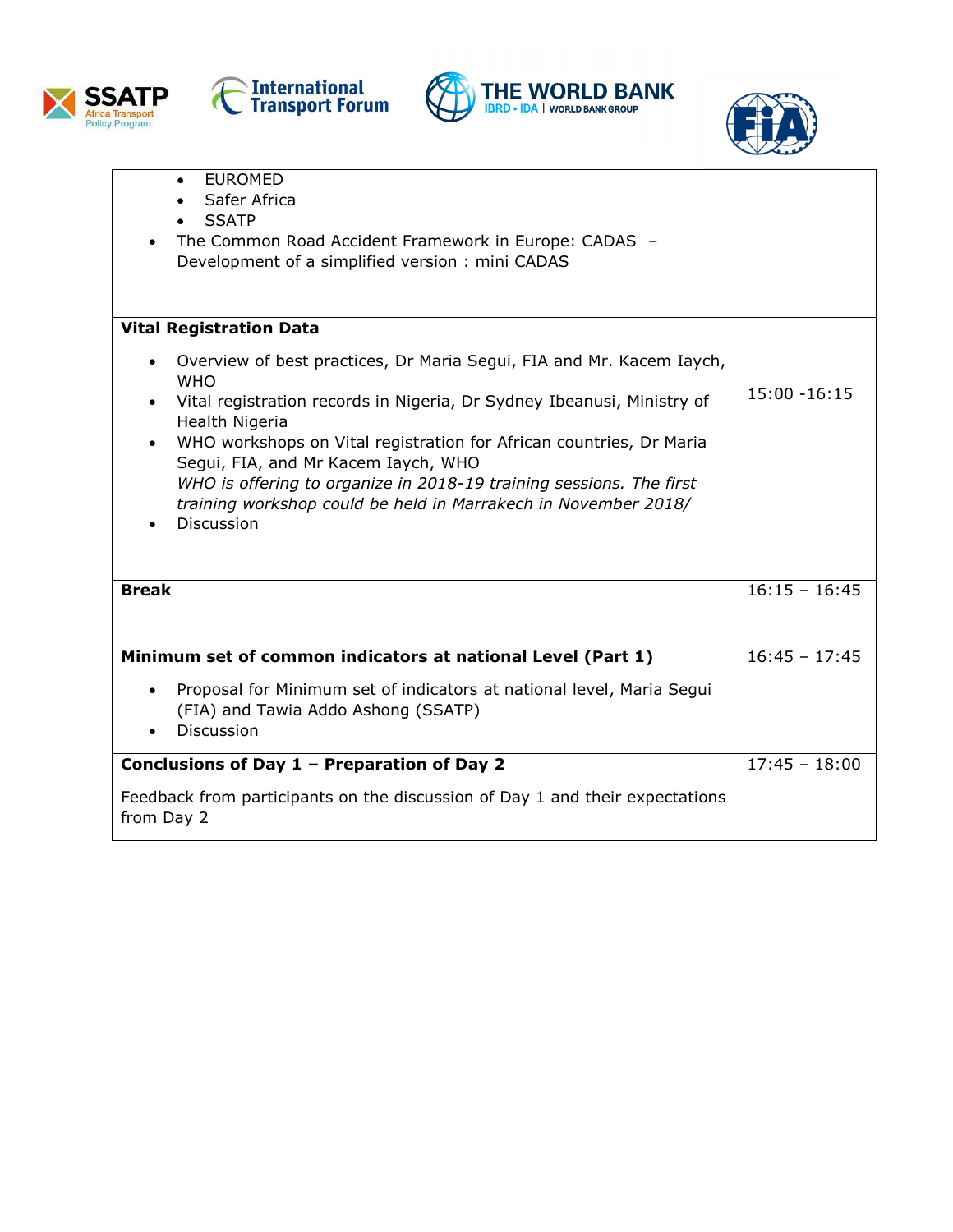| | |
|---|---|
| <ul><li>EUROMED</li><li>Safer Africa</li><li>SSATP</li></ul><ul><li>The Common Road Accident Framework in Europe: CADAS – Development of a simplified version : mini CADAS</li></ul> | |
| **Vital Registration Data**<ul><li>Overview of best practices, Dr Maria Segui, FIA and Mr. Kacem Iaych, WHO</li><li>Vital registration records in Nigeria, Dr Sydney Ibeanusi, Ministry of Health Nigeria</li><li>WHO workshops on Vital registration for African countries, Dr Maria Segui, FIA, and Mr Kacem Iaych, WHO<br>*WHO is offering to organize in 2018-19 training sessions. The first training workshop could be held in Marrakech in November 2018/*</li><li>Discussion</li></ul> | 15:00 -16:15 |
| **Break** | 16:15 – 16:45 |
| **Minimum set of common indicators at national Level (Part 1)**<ul><li>Proposal for Minimum set of indicators at national level, Maria Segui (FIA) and Tawia Addo Ashong (SSATP)</li><li>Discussion</li></ul> | 16:45 – 17:45 |
| **Conclusions of Day 1 – Preparation of Day 2**<br>Feedback from participants on the discussion of Day 1 and their expectations from Day 2 | 17:45 – 18:00 |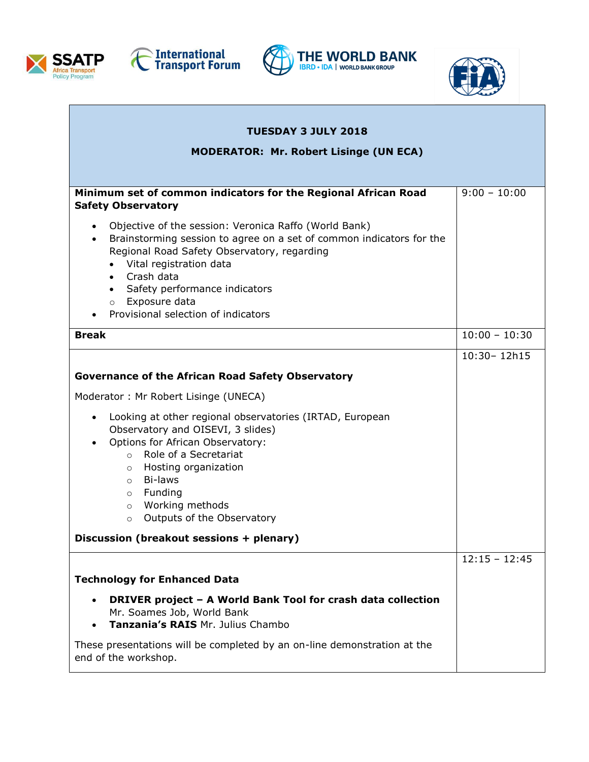| TUESDAY 3 JULY 2018<br><br>MODERATOR: Mr. Robert Lisinge (UN ECA) | |
|---|---|
| **Minimum set of common indicators for the Regional African Road Safety Observatory**<br><br>• Objective of the session: Veronica Raffo (World Bank)<br>• Brainstorming session to agree on a set of common indicators for the Regional Road Safety Observatory, regarding<br>&nbsp;&nbsp;• Vital registration data<br>&nbsp;&nbsp;• Crash data<br>&nbsp;&nbsp;• Safety performance indicators<br>&nbsp;&nbsp;○ Exposure data<br>• Provisional selection of indicators | 9:00 – 10:00 |
| **Break** | 10:00 – 10:30 |
| **Governance of the African Road Safety Observatory**<br><br>Moderator : Mr Robert Lisinge (UNECA)<br><br>• Looking at other regional observatories (IRTAD, European Observatory and OISEVI, 3 slides)<br>• Options for African Observatory:<br>&nbsp;&nbsp;○ Role of a Secretariat<br>&nbsp;&nbsp;○ Hosting organization<br>&nbsp;&nbsp;○ Bi-laws<br>&nbsp;&nbsp;○ Funding<br>&nbsp;&nbsp;○ Working methods<br>&nbsp;&nbsp;○ Outputs of the Observatory<br><br>**Discussion (breakout sessions + plenary)** | 10:30– 12h15 |
| **Technology for Enhanced Data**<br><br>• **DRIVER project – A World Bank Tool for crash data collection** Mr. Soames Job, World Bank<br>• **Tanzania's RAIS** Mr. Julius Chambo<br><br>These presentations will be completed by an on-line demonstration at the end of the workshop. | 12:15 – 12:45 |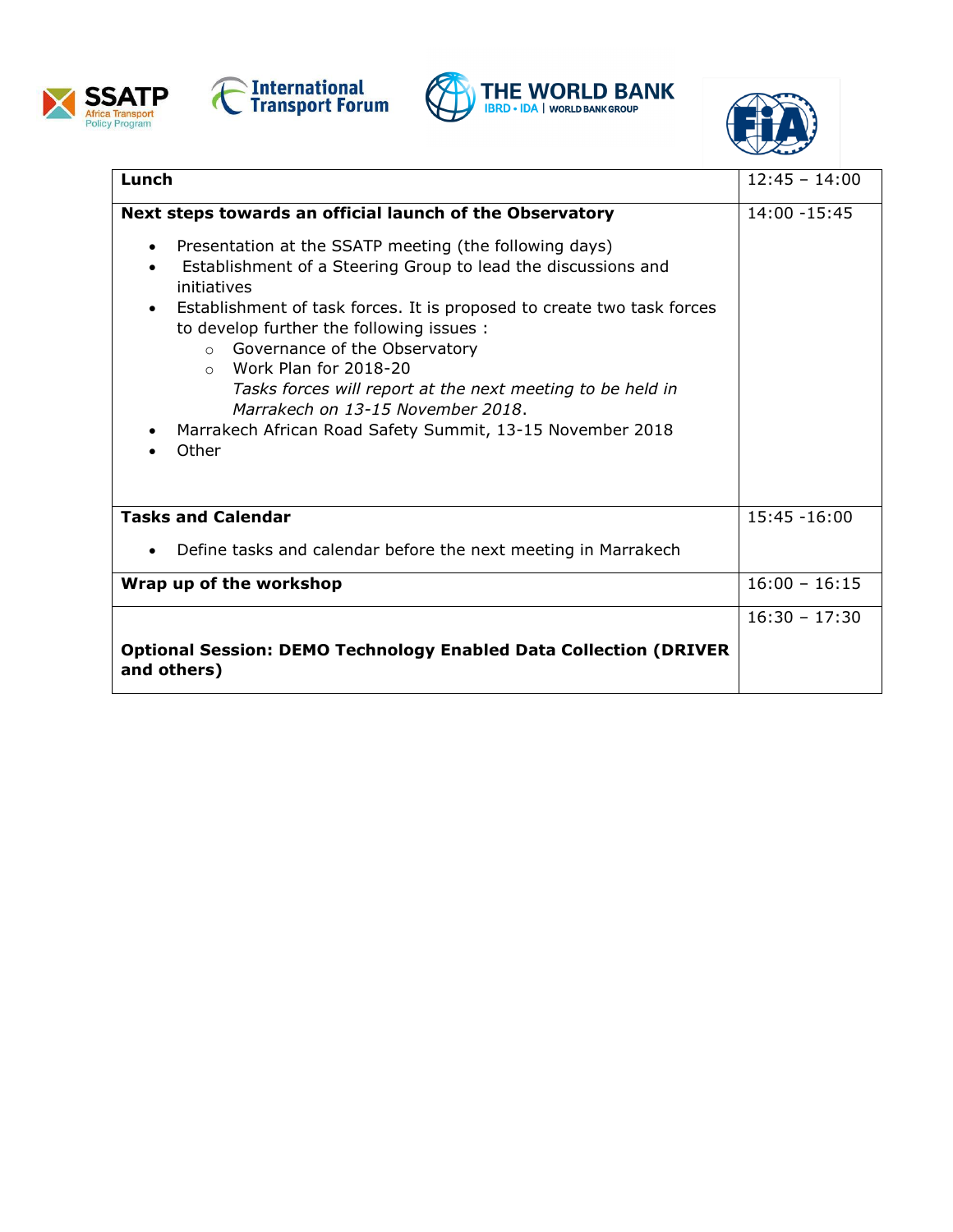| | |
|---|---|
| **Lunch** | 12:45 – 14:00 |
| **Next steps towards an official launch of the Observatory**<br><br>• Presentation at the SSATP meeting (the following days)<br>• Establishment of a Steering Group to lead the discussions and initiatives<br>• Establishment of task forces. It is proposed to create two task forces to develop further the following issues :<br>&nbsp;&nbsp;&nbsp;&nbsp;○ Governance of the Observatory<br>&nbsp;&nbsp;&nbsp;&nbsp;○ Work Plan for 2018-20<br>&nbsp;&nbsp;&nbsp;&nbsp;*Tasks forces will report at the next meeting to be held in Marrakech on 13-15 November 2018*.<br>• Marrakech African Road Safety Summit, 13-15 November 2018<br>• Other | 14:00 -15:45 |
| **Tasks and Calendar**<br><br>• Define tasks and calendar before the next meeting in Marrakech | 15:45 -16:00 |
| **Wrap up of the workshop** | 16:00 – 16:15 |
| **Optional Session: DEMO Technology Enabled Data Collection (DRIVER and others)** | 16:30 – 17:30 |